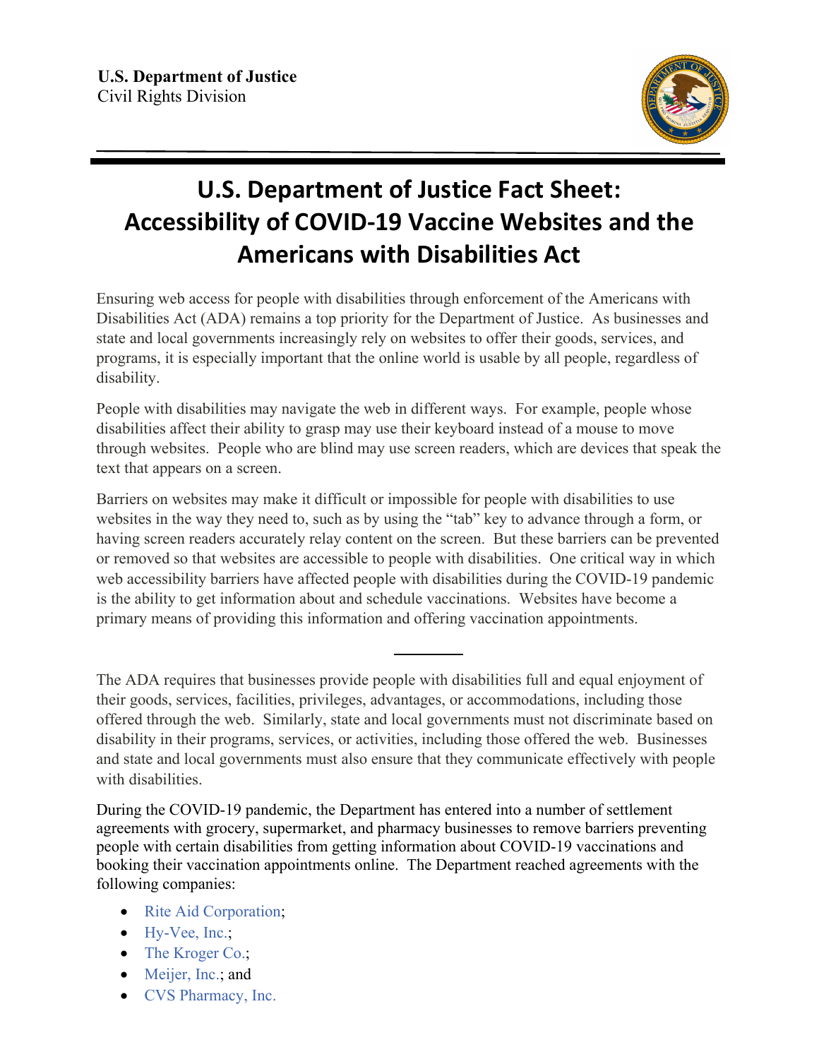**U.S. Department of Justice**
Civil Rights Division

# U.S. Department of Justice Fact Sheet: Accessibility of COVID-19 Vaccine Websites and the Americans with Disabilities Act

Ensuring web access for people with disabilities through enforcement of the Americans with Disabilities Act (ADA) remains a top priority for the Department of Justice. As businesses and state and local governments increasingly rely on websites to offer their goods, services, and programs, it is especially important that the online world is usable by all people, regardless of disability.

People with disabilities may navigate the web in different ways. For example, people whose disabilities affect their ability to grasp may use their keyboard instead of a mouse to move through websites. People who are blind may use screen readers, which are devices that speak the text that appears on a screen.

Barriers on websites may make it difficult or impossible for people with disabilities to use websites in the way they need to, such as by using the "tab" key to advance through a form, or having screen readers accurately relay content on the screen. But these barriers can be prevented or removed so that websites are accessible to people with disabilities. One critical way in which web accessibility barriers have affected people with disabilities during the COVID-19 pandemic is the ability to get information about and schedule vaccinations. Websites have become a primary means of providing this information and offering vaccination appointments.

---

The ADA requires that businesses provide people with disabilities full and equal enjoyment of their goods, services, facilities, privileges, advantages, or accommodations, including those offered through the web. Similarly, state and local governments must not discriminate based on disability in their programs, services, or activities, including those offered the web. Businesses and state and local governments must also ensure that they communicate effectively with people with disabilities.

During the COVID-19 pandemic, the Department has entered into a number of settlement agreements with grocery, supermarket, and pharmacy businesses to remove barriers preventing people with certain disabilities from getting information about COVID-19 vaccinations and booking their vaccination appointments online. The Department reached agreements with the following companies:

- Rite Aid Corporation;
- Hy-Vee, Inc.;
- The Kroger Co.;
- Meijer, Inc.; and
- CVS Pharmacy, Inc.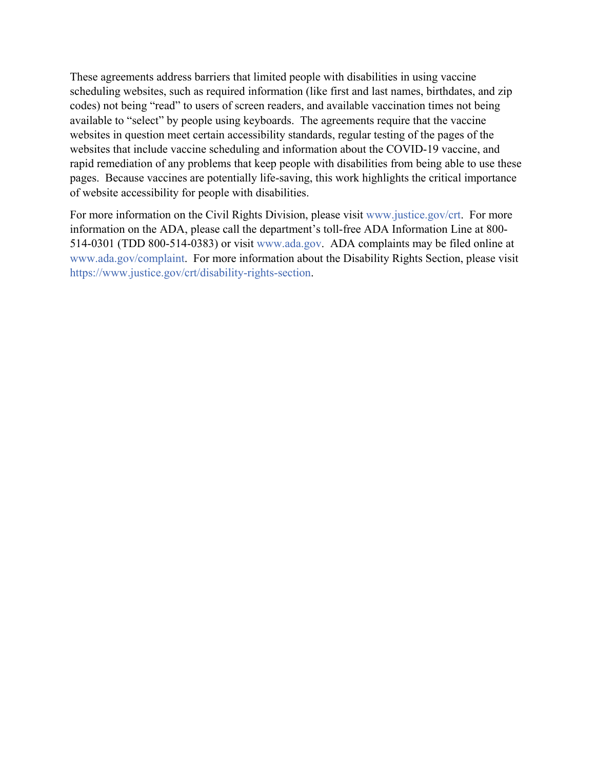These agreements address barriers that limited people with disabilities in using vaccine scheduling websites, such as required information (like first and last names, birthdates, and zip codes) not being "read" to users of screen readers, and available vaccination times not being available to "select" by people using keyboards. The agreements require that the vaccine websites in question meet certain accessibility standards, regular testing of the pages of the websites that include vaccine scheduling and information about the COVID-19 vaccine, and rapid remediation of any problems that keep people with disabilities from being able to use these pages. Because vaccines are potentially life-saving, this work highlights the critical importance of website accessibility for people with disabilities.

For more information on the Civil Rights Division, please visit www.justice.gov/crt. For more information on the ADA, please call the department's toll-free ADA Information Line at 800-514-0301 (TDD 800-514-0383) or visit www.ada.gov. ADA complaints may be filed online at www.ada.gov/complaint. For more information about the Disability Rights Section, please visit https://www.justice.gov/crt/disability-rights-section.